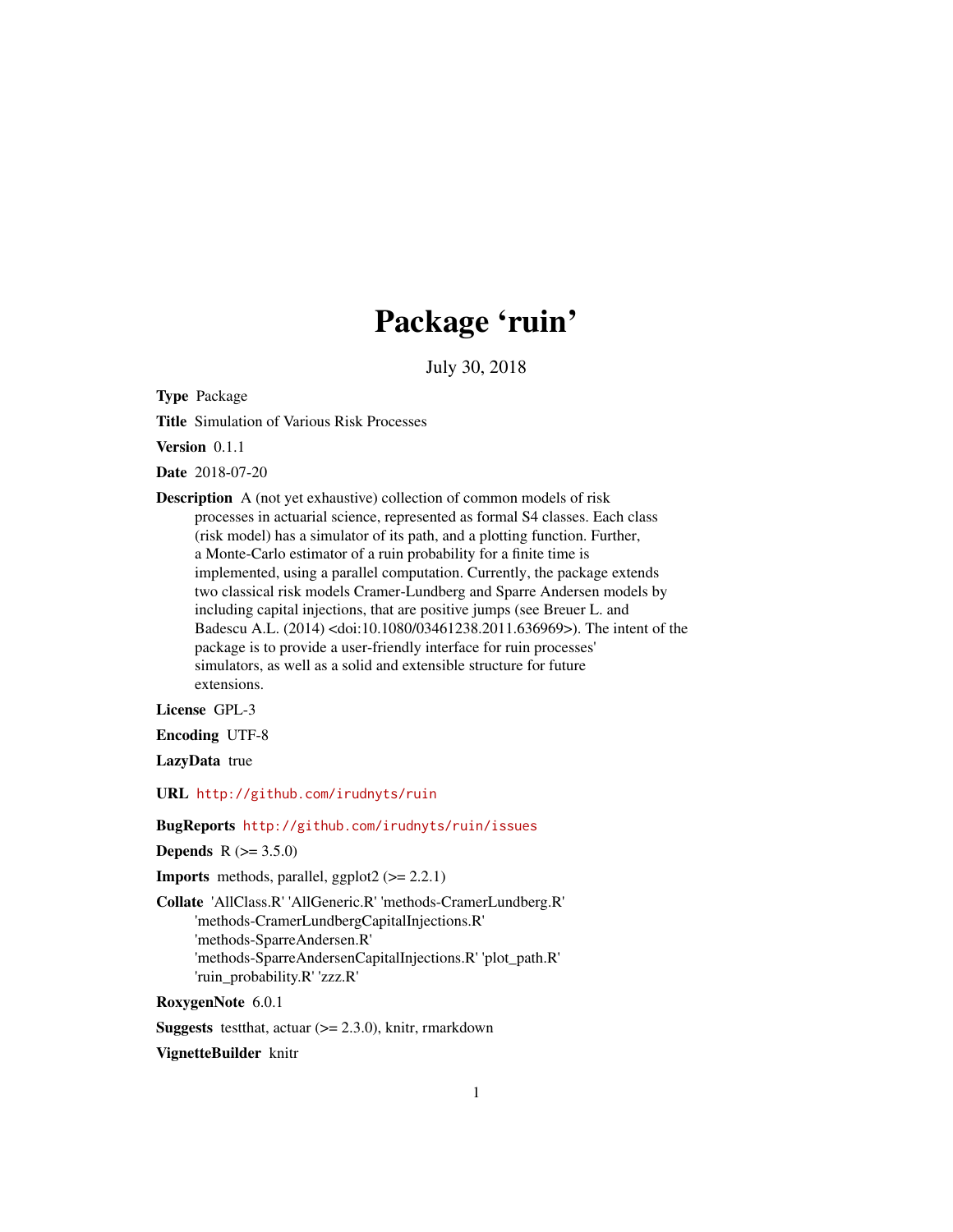# Package 'ruin'

July 30, 2018

**Type** Package

**Title** Simulation of Various Risk Processes

**Version** 0.1.1

**Date** 2018-07-20

**Description** A (not yet exhaustive) collection of common models of risk processes in actuarial science, represented as formal S4 classes. Each class (risk model) has a simulator of its path, and a plotting function. Further, a Monte-Carlo estimator of a ruin probability for a finite time is implemented, using a parallel computation. Currently, the package extends two classical risk models Cramer-Lundberg and Sparre Andersen models by including capital injections, that are positive jumps (see Breuer L. and Badescu A.L. (2014) <doi:10.1080/03461238.2011.636969>). The intent of the package is to provide a user-friendly interface for ruin processes' simulators, as well as a solid and extensible structure for future extensions.

**License** GPL-3

**Encoding** UTF-8

**LazyData** true

**URL** http://github.com/irudnyts/ruin

**BugReports** http://github.com/irudnyts/ruin/issues

**Depends** R (>= 3.5.0)

**Imports** methods, parallel, ggplot2 (>= 2.2.1)

**Collate** 'AllClass.R' 'AllGeneric.R' 'methods-CramerLundberg.R' 'methods-CramerLundbergCapitalInjections.R' 'methods-SparreAndersen.R' 'methods-SparreAndersenCapitalInjections.R' 'plot_path.R' 'ruin_probability.R' 'zzz.R'

**RoxygenNote** 6.0.1

**Suggests** testthat, actuar (>= 2.3.0), knitr, rmarkdown

**VignetteBuilder** knitr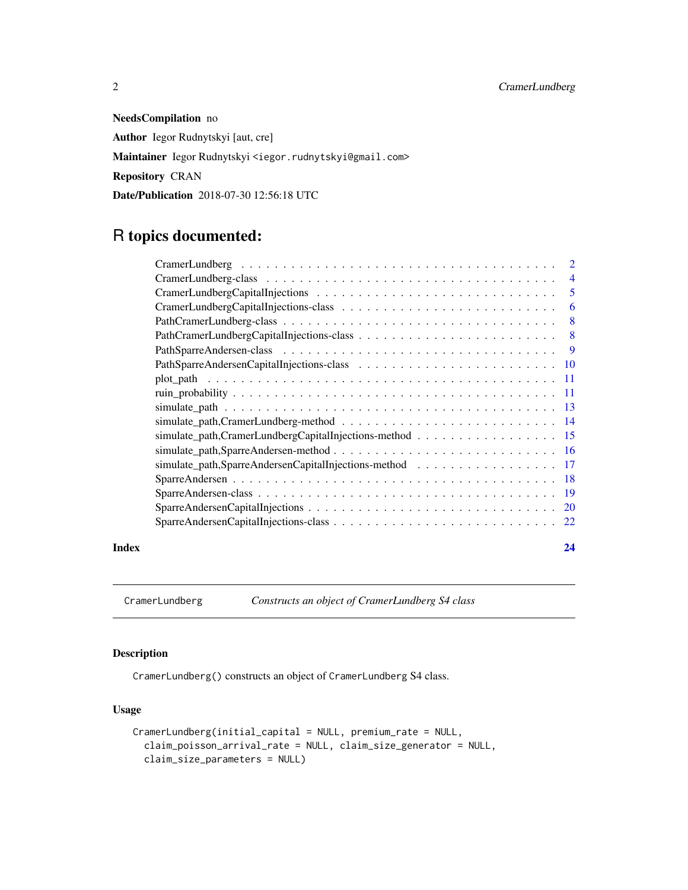**NeedsCompilation** no

**Author** Iegor Rudnytskyi [aut, cre]

**Maintainer** Iegor Rudnytskyi <iegor.rudnytskyi@gmail.com>

**Repository** CRAN

**Date/Publication** 2018-07-30 12:56:18 UTC

# R topics documented:

| | |
|---|---|
| CramerLundberg | 2 |
| CramerLundberg-class | 4 |
| CramerLundbergCapitalInjections | 5 |
| CramerLundbergCapitalInjections-class | 6 |
| PathCramerLundberg-class | 8 |
| PathCramerLundbergCapitalInjections-class | 8 |
| PathSparreAndersen-class | 9 |
| PathSparreAndersenCapitalInjections-class | 10 |
| plot_path | 11 |
| ruin_probability | 11 |
| simulate_path | 13 |
| simulate_path,CramerLundberg-method | 14 |
| simulate_path,CramerLundbergCapitalInjections-method | 15 |
| simulate_path,SparreAndersen-method | 16 |
| simulate_path,SparreAndersenCapitalInjections-method | 17 |
| SparreAndersen | 18 |
| SparreAndersen-class | 19 |
| SparreAndersenCapitalInjections | 20 |
| SparreAndersenCapitalInjections-class | 22 |

**Index** **24**

---

`CramerLundberg` *Constructs an object of CramerLundberg S4 class*

---

## Description

`CramerLundberg()` constructs an object of `CramerLundberg` S4 class.

## Usage

```
CramerLundberg(initial_capital = NULL, premium_rate = NULL,
  claim_poisson_arrival_rate = NULL, claim_size_generator = NULL,
  claim_size_parameters = NULL)
```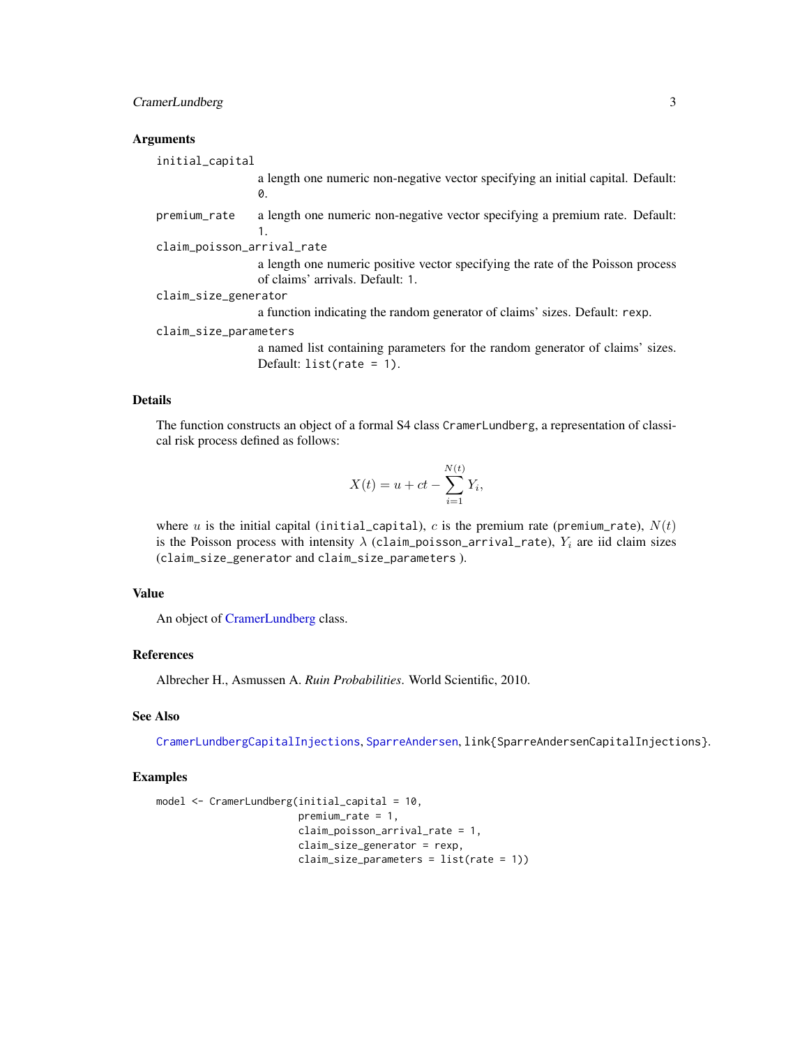### Arguments

`initial_capital`
: a length one numeric non-negative vector specifying an initial capital. Default: `0`.

`premium_rate`
: a length one numeric non-negative vector specifying a premium rate. Default: `1`.

`claim_poisson_arrival_rate`
: a length one numeric positive vector specifying the rate of the Poisson process of claims' arrivals. Default: `1`.

`claim_size_generator`
: a function indicating the random generator of claims' sizes. Default: `rexp`.

`claim_size_parameters`
: a named list containing parameters for the random generator of claims' sizes. Default: `list(rate = 1)`.

### Details

The function constructs an object of a formal S4 class `CramerLundberg`, a representation of classical risk process defined as follows:

$$X(t) = u + ct - \sum_{i=1}^{N(t)} Y_i,$$

where $u$ is the initial capital (`initial_capital`), $c$ is the premium rate (`premium_rate`), $N(t)$ is the Poisson process with intensity $\lambda$ (`claim_poisson_arrival_rate`), $Y_i$ are iid claim sizes (`claim_size_generator` and `claim_size_parameters` ).

### Value

An object of CramerLundberg class.

### References

Albrecher H., Asmussen A. *Ruin Probabilities*. World Scientific, 2010.

### See Also

`CramerLundbergCapitalInjections`, `SparreAndersen`, `link{SparreAndersenCapitalInjections}`.

### Examples

```
model <- CramerLundberg(initial_capital = 10,
                        premium_rate = 1,
                        claim_poisson_arrival_rate = 1,
                        claim_size_generator = rexp,
                        claim_size_parameters = list(rate = 1))
```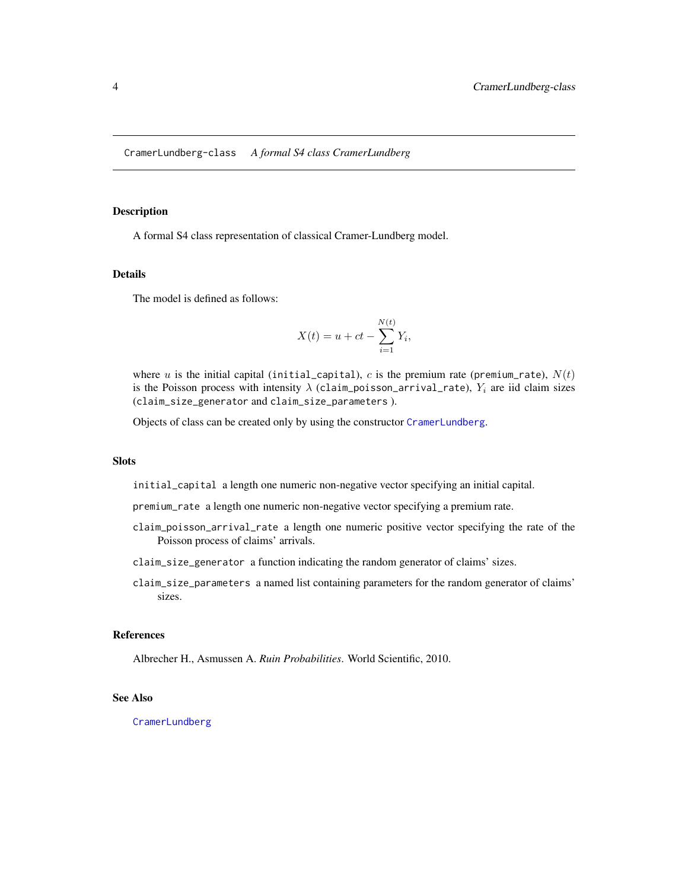CramerLundberg-class *A formal S4 class CramerLundberg*

## Description

A formal S4 class representation of classical Cramer-Lundberg model.

## Details

The model is defined as follows:

$$X(t) = u + ct - \sum_{i=1}^{N(t)} Y_i,$$

where $u$ is the initial capital (`initial_capital`), $c$ is the premium rate (`premium_rate`), $N(t)$ is the Poisson process with intensity $\lambda$ (`claim_poisson_arrival_rate`), $Y_i$ are iid claim sizes (`claim_size_generator` and `claim_size_parameters` ).

Objects of class can be created only by using the constructor `CramerLundberg`.

## Slots

`initial_capital` a length one numeric non-negative vector specifying an initial capital.

`premium_rate` a length one numeric non-negative vector specifying a premium rate.

`claim_poisson_arrival_rate` a length one numeric positive vector specifying the rate of the Poisson process of claims' arrivals.

`claim_size_generator` a function indicating the random generator of claims' sizes.

`claim_size_parameters` a named list containing parameters for the random generator of claims' sizes.

## References

Albrecher H., Asmussen A. *Ruin Probabilities*. World Scientific, 2010.

## See Also

`CramerLundberg`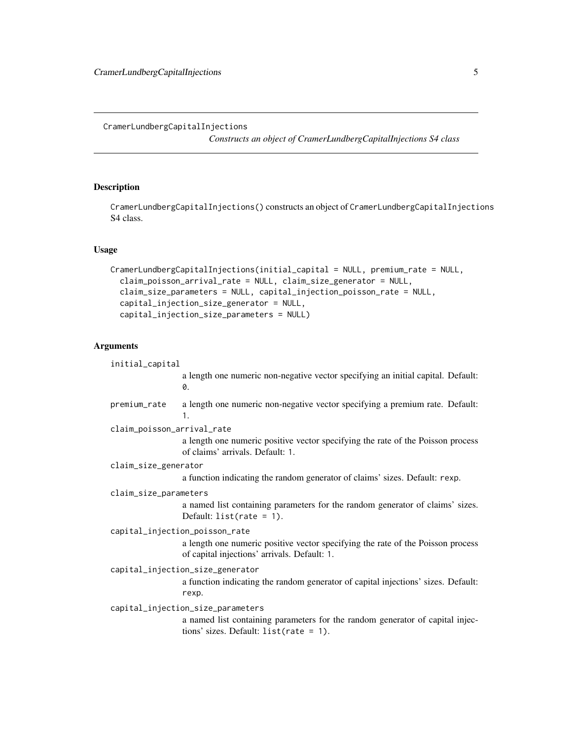# CramerLundbergCapitalInjections

*Constructs an object of CramerLundbergCapitalInjections S4 class*

## Description

`CramerLundbergCapitalInjections()` constructs an object of `CramerLundbergCapitalInjections` S4 class.

## Usage

```
CramerLundbergCapitalInjections(initial_capital = NULL, premium_rate = NULL,
  claim_poisson_arrival_rate = NULL, claim_size_generator = NULL,
  claim_size_parameters = NULL, capital_injection_poisson_rate = NULL,
  capital_injection_size_generator = NULL,
  capital_injection_size_parameters = NULL)
```

## Arguments

`initial_capital`
: a length one numeric non-negative vector specifying an initial capital. Default: `0`.

`premium_rate`
: a length one numeric non-negative vector specifying a premium rate. Default: `1`.

`claim_poisson_arrival_rate`
: a length one numeric positive vector specifying the rate of the Poisson process of claims' arrivals. Default: `1`.

`claim_size_generator`
: a function indicating the random generator of claims' sizes. Default: `rexp`.

`claim_size_parameters`
: a named list containing parameters for the random generator of claims' sizes. Default: `list(rate = 1)`.

`capital_injection_poisson_rate`
: a length one numeric positive vector specifying the rate of the Poisson process of capital injections' arrivals. Default: `1`.

`capital_injection_size_generator`
: a function indicating the random generator of capital injections' sizes. Default: `rexp`.

`capital_injection_size_parameters`
: a named list containing parameters for the random generator of capital injections' sizes. Default: `list(rate = 1)`.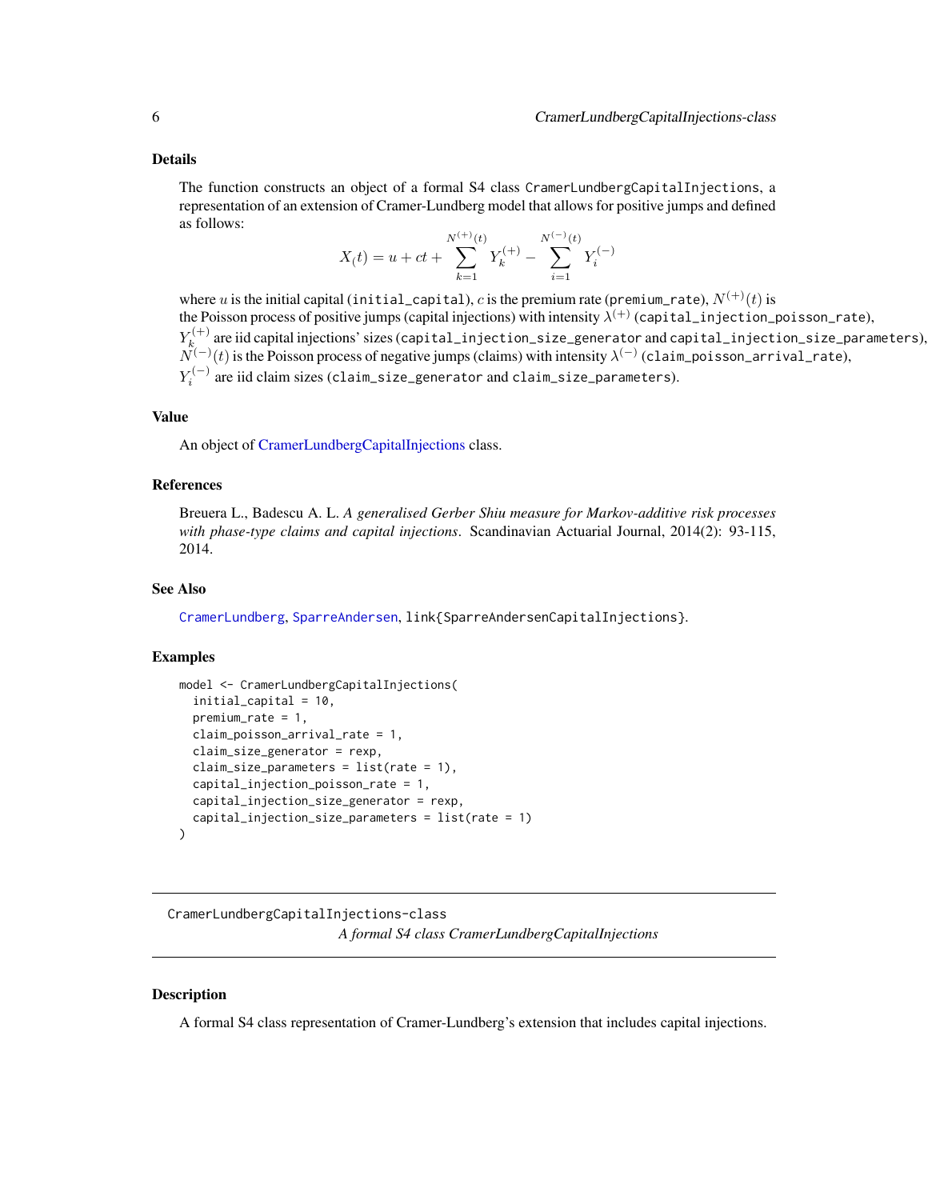### Details

The function constructs an object of a formal S4 class CramerLundbergCapitalInjections, a representation of an extension of Cramer-Lundberg model that allows for positive jumps and defined as follows:

$$X_(t) = u + ct + \sum_{k=1}^{N^{(+)}(t)} Y_k^{(+)} - \sum_{i=1}^{N^{(-)}(t)} Y_i^{(-)}$$

where $u$ is the initial capital (`initial_capital`), $c$ is the premium rate (`premium_rate`), $N^{(+)}(t)$ is the Poisson process of positive jumps (capital injections) with intensity $\lambda^{(+)}$ (`capital_injection_poisson_rate`), $Y_k^{(+)}$ are iid capital injections' sizes (`capital_injection_size_generator` and `capital_injection_size_parameters`), $N^{(-)}(t)$ is the Poisson process of negative jumps (claims) with intensity $\lambda^{(-)}$ (`claim_poisson_arrival_rate`), $Y_i^{(-)}$ are iid claim sizes (`claim_size_generator` and `claim_size_parameters`).

### Value

An object of CramerLundbergCapitalInjections class.

### References

Breuera L., Badescu A. L. *A generalised Gerber Shiu measure for Markov-additive risk processes with phase-type claims and capital injections*. Scandinavian Actuarial Journal, 2014(2): 93-115, 2014.

### See Also

`CramerLundberg`, `SparreAndersen`, `link{SparreAndersenCapitalInjections}`.

### Examples

```
model <- CramerLundbergCapitalInjections(
  initial_capital = 10,
  premium_rate = 1,
  claim_poisson_arrival_rate = 1,
  claim_size_generator = rexp,
  claim_size_parameters = list(rate = 1),
  capital_injection_poisson_rate = 1,
  capital_injection_size_generator = rexp,
  capital_injection_size_parameters = list(rate = 1)
)
```

---

## CramerLundbergCapitalInjections-class

*A formal S4 class CramerLundbergCapitalInjections*

### Description

A formal S4 class representation of Cramer-Lundberg's extension that includes capital injections.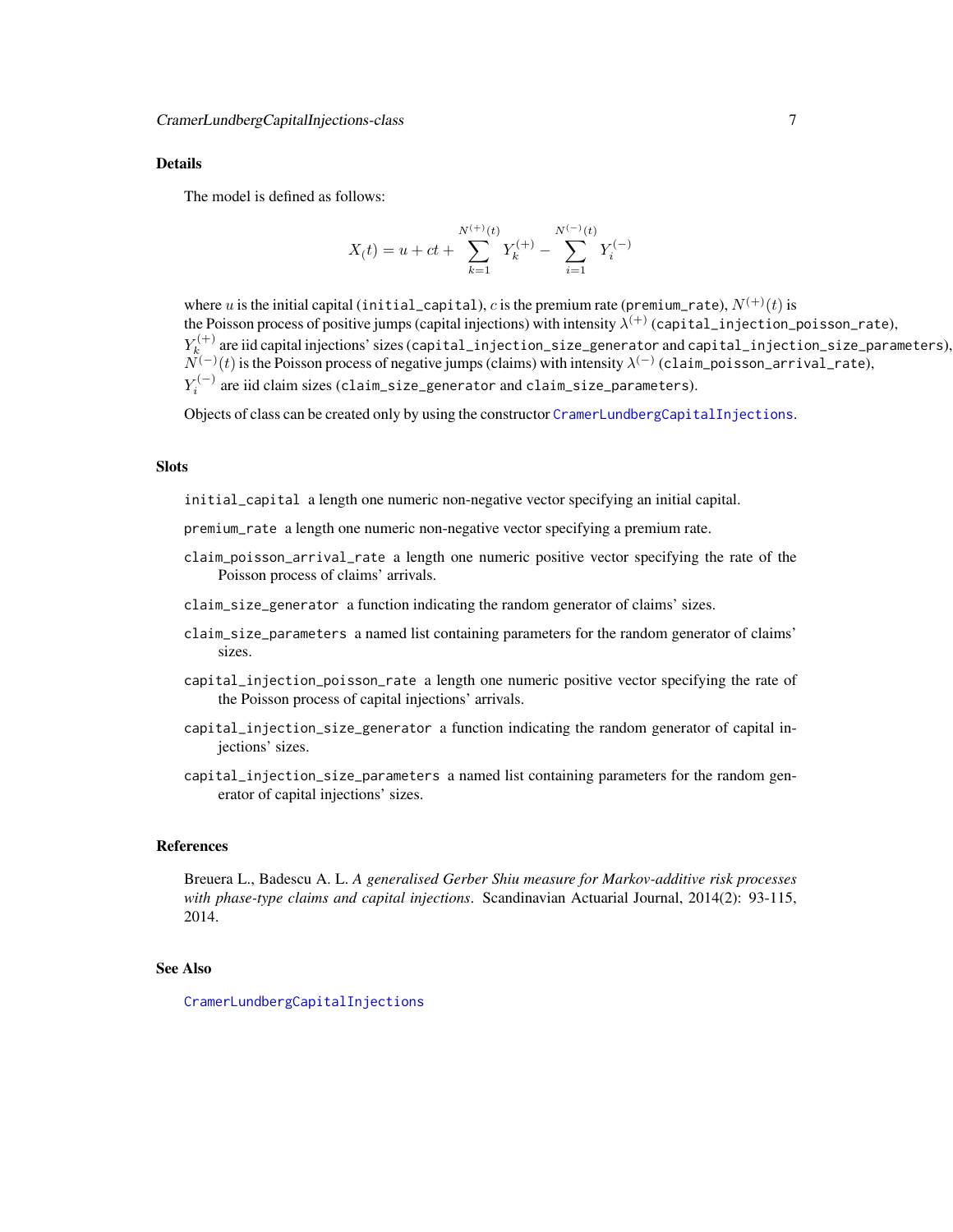### Details

The model is defined as follows:

$$X_(t) = u + ct + \sum_{k=1}^{N^{(+)}(t)} Y_k^{(+)} - \sum_{i=1}^{N^{(-)}(t)} Y_i^{(-)}$$

where $u$ is the initial capital (`initial_capital`), $c$ is the premium rate (`premium_rate`), $N^{(+)}(t)$ is the Poisson process of positive jumps (capital injections) with intensity $\lambda^{(+)}$ (`capital_injection_poisson_rate`), $Y_k^{(+)}$ are iid capital injections' sizes (`capital_injection_size_generator` and `capital_injection_size_parameters`), $N^{(-)}(t)$ is the Poisson process of negative jumps (claims) with intensity $\lambda^{(-)}$ (`claim_poisson_arrival_rate`), $Y_i^{(-)}$ are iid claim sizes (`claim_size_generator` and `claim_size_parameters`).

Objects of class can be created only by using the constructor `CramerLundbergCapitalInjections`.

### Slots

`initial_capital` a length one numeric non-negative vector specifying an initial capital.

`premium_rate` a length one numeric non-negative vector specifying a premium rate.

`claim_poisson_arrival_rate` a length one numeric positive vector specifying the rate of the Poisson process of claims' arrivals.

`claim_size_generator` a function indicating the random generator of claims' sizes.

`claim_size_parameters` a named list containing parameters for the random generator of claims' sizes.

`capital_injection_poisson_rate` a length one numeric positive vector specifying the rate of the Poisson process of capital injections' arrivals.

`capital_injection_size_generator` a function indicating the random generator of capital injections' sizes.

`capital_injection_size_parameters` a named list containing parameters for the random generator of capital injections' sizes.

### References

Breuera L., Badescu A. L. *A generalised Gerber Shiu measure for Markov-additive risk processes with phase-type claims and capital injections*. Scandinavian Actuarial Journal, 2014(2): 93-115, 2014.

### See Also

`CramerLundbergCapitalInjections`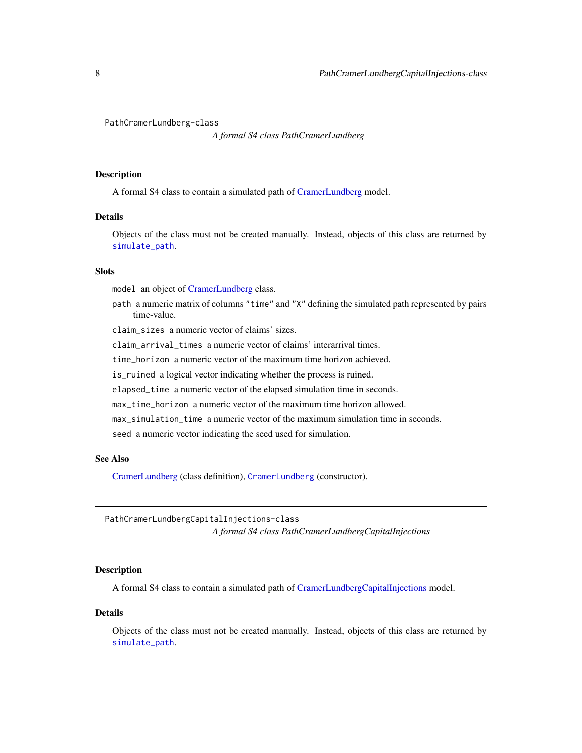## PathCramerLundberg-class

*A formal S4 class PathCramerLundberg*

### Description

A formal S4 class to contain a simulated path of CramerLundberg model.

### Details

Objects of the class must not be created manually. Instead, objects of this class are returned by `simulate_path`.

### Slots

`model` an object of CramerLundberg class.

`path` a numeric matrix of columns `"time"` and `"X"` defining the simulated path represented by pairs time-value.

`claim_sizes` a numeric vector of claims' sizes.

`claim_arrival_times` a numeric vector of claims' interarrival times.

`time_horizon` a numeric vector of the maximum time horizon achieved.

`is_ruined` a logical vector indicating whether the process is ruined.

`elapsed_time` a numeric vector of the elapsed simulation time in seconds.

`max_time_horizon` a numeric vector of the maximum time horizon allowed.

`max_simulation_time` a numeric vector of the maximum simulation time in seconds.

`seed` a numeric vector indicating the seed used for simulation.

### See Also

CramerLundberg (class definition), `CramerLundberg` (constructor).

## PathCramerLundbergCapitalInjections-class

*A formal S4 class PathCramerLundbergCapitalInjections*

### Description

A formal S4 class to contain a simulated path of CramerLundbergCapitalInjections model.

### Details

Objects of the class must not be created manually. Instead, objects of this class are returned by `simulate_path`.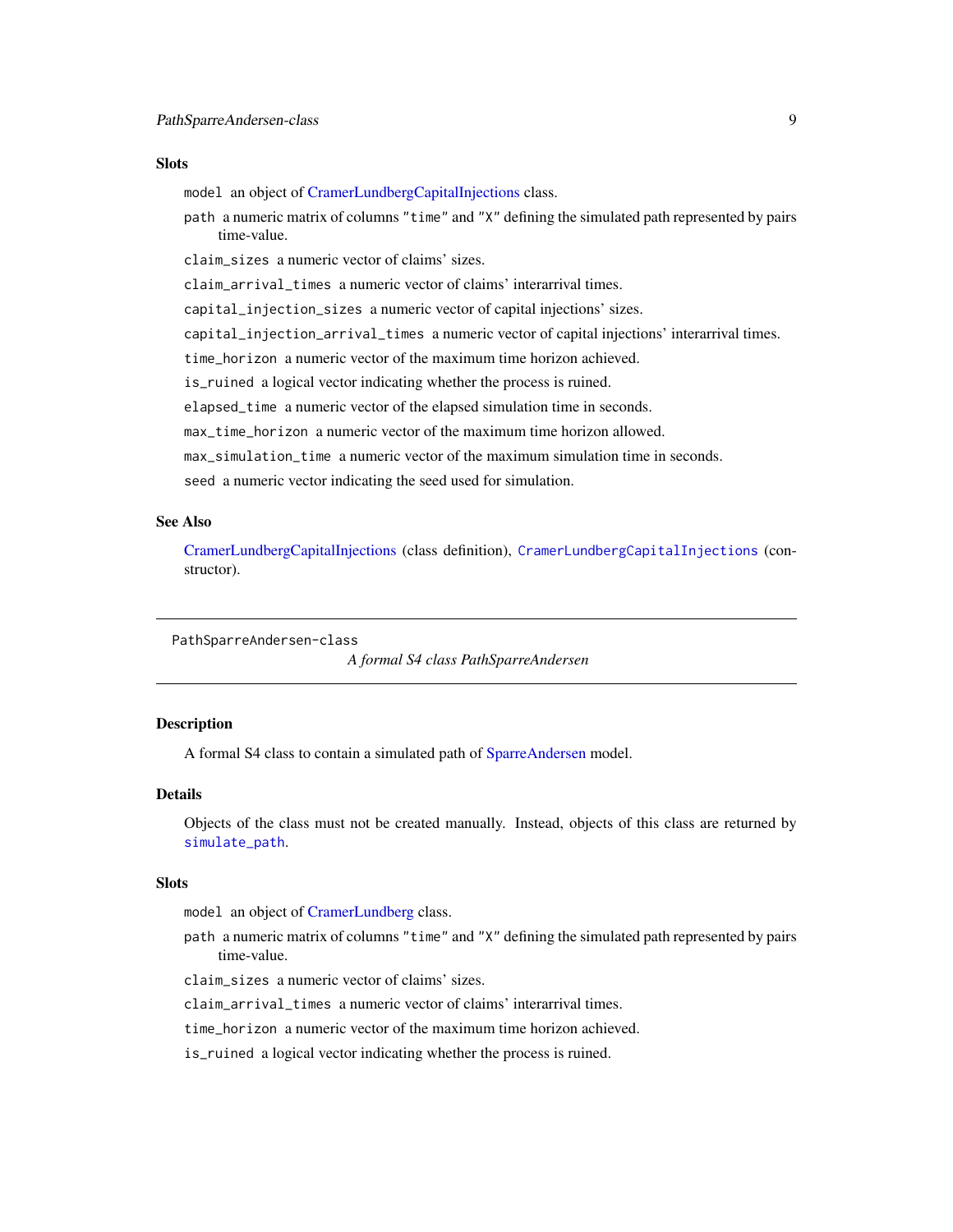### Slots

- `model` an object of CramerLundbergCapitalInjections class.
- `path` a numeric matrix of columns "time" and "X" defining the simulated path represented by pairs time-value.
- `claim_sizes` a numeric vector of claims' sizes.
- `claim_arrival_times` a numeric vector of claims' interarrival times.
- `capital_injection_sizes` a numeric vector of capital injections' sizes.
- `capital_injection_arrival_times` a numeric vector of capital injections' interarrival times.
- `time_horizon` a numeric vector of the maximum time horizon achieved.
- `is_ruined` a logical vector indicating whether the process is ruined.
- `elapsed_time` a numeric vector of the elapsed simulation time in seconds.
- `max_time_horizon` a numeric vector of the maximum time horizon allowed.
- `max_simulation_time` a numeric vector of the maximum simulation time in seconds.
- `seed` a numeric vector indicating the seed used for simulation.

### See Also

CramerLundbergCapitalInjections (class definition), `CramerLundbergCapitalInjections` (constructor).

---

## PathSparreAndersen-class — *A formal S4 class PathSparreAndersen*

### Description

A formal S4 class to contain a simulated path of SparreAndersen model.

### Details

Objects of the class must not be created manually. Instead, objects of this class are returned by `simulate_path`.

### Slots

- `model` an object of CramerLundberg class.
- `path` a numeric matrix of columns "time" and "X" defining the simulated path represented by pairs time-value.
- `claim_sizes` a numeric vector of claims' sizes.
- `claim_arrival_times` a numeric vector of claims' interarrival times.
- `time_horizon` a numeric vector of the maximum time horizon achieved.
- `is_ruined` a logical vector indicating whether the process is ruined.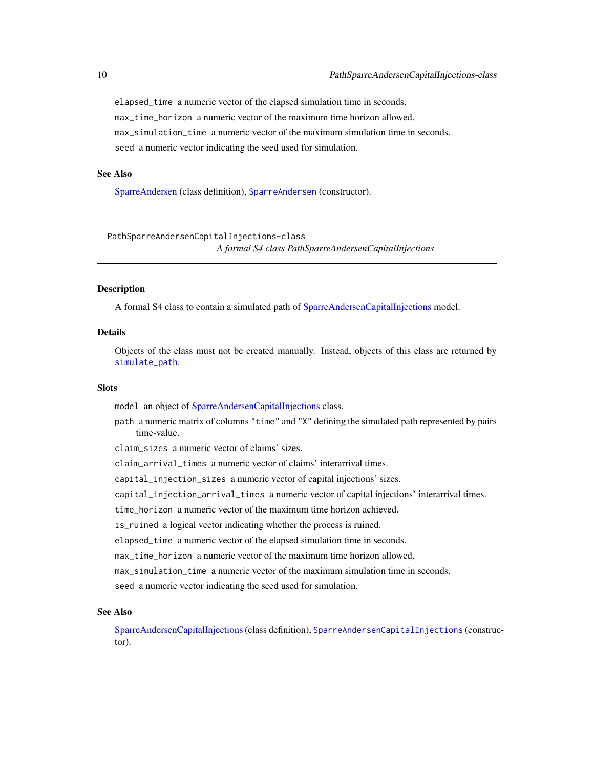`elapsed_time` a numeric vector of the elapsed simulation time in seconds.

`max_time_horizon` a numeric vector of the maximum time horizon allowed.

`max_simulation_time` a numeric vector of the maximum simulation time in seconds.

`seed` a numeric vector indicating the seed used for simulation.

### See Also

SparreAndersen (class definition), `SparreAndersen` (constructor).

---

## PathSparreAndersenCapitalInjections-class

*A formal S4 class PathSparreAndersenCapitalInjections*

---

### Description

A formal S4 class to contain a simulated path of SparreAndersenCapitalInjections model.

### Details

Objects of the class must not be created manually. Instead, objects of this class are returned by `simulate_path`.

### Slots

`model` an object of SparreAndersenCapitalInjections class.

`path` a numeric matrix of columns `"time"` and `"X"` defining the simulated path represented by pairs time-value.

`claim_sizes` a numeric vector of claims' sizes.

`claim_arrival_times` a numeric vector of claims' interarrival times.

`capital_injection_sizes` a numeric vector of capital injections' sizes.

`capital_injection_arrival_times` a numeric vector of capital injections' interarrival times.

`time_horizon` a numeric vector of the maximum time horizon achieved.

`is_ruined` a logical vector indicating whether the process is ruined.

`elapsed_time` a numeric vector of the elapsed simulation time in seconds.

`max_time_horizon` a numeric vector of the maximum time horizon allowed.

`max_simulation_time` a numeric vector of the maximum simulation time in seconds.

`seed` a numeric vector indicating the seed used for simulation.

### See Also

SparreAndersenCapitalInjections (class definition), `SparreAndersenCapitalInjections` (constructor).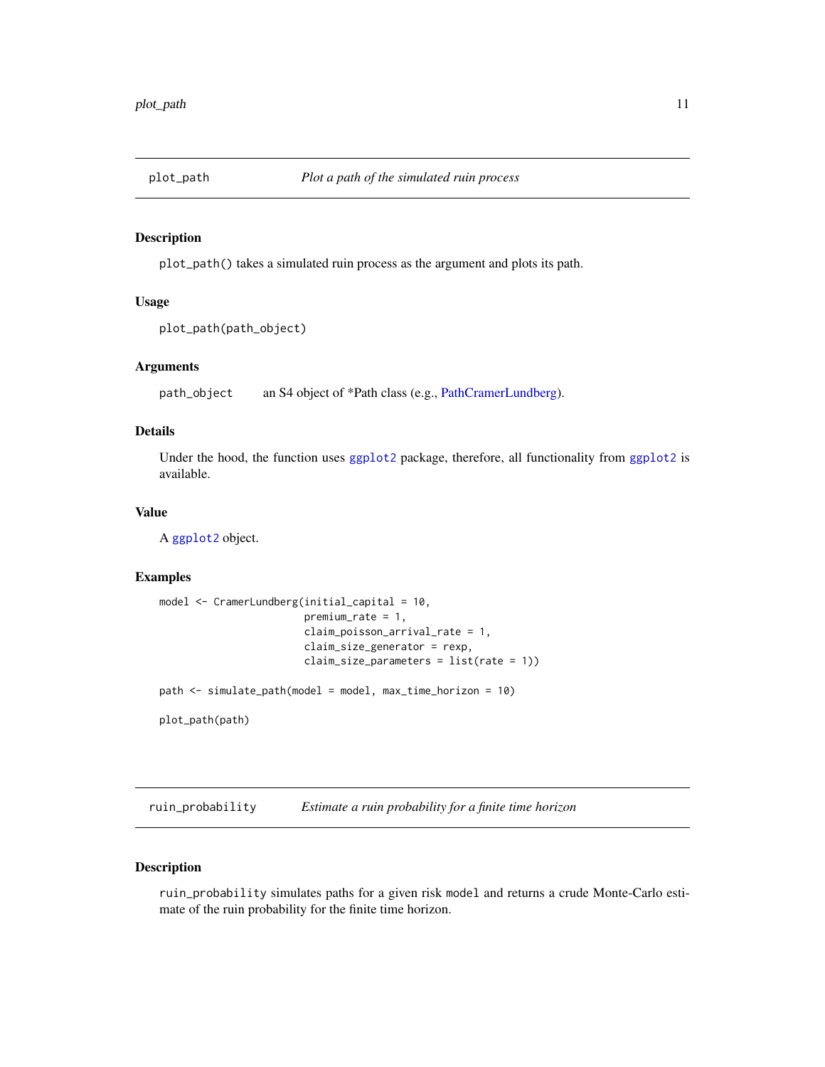## plot_path *Plot a path of the simulated ruin process*

### Description

`plot_path()` takes a simulated ruin process as the argument and plots its path.

### Usage

```
plot_path(path_object)
```

### Arguments

| | |
|---|---|
| `path_object` | an S4 object of *Path class (e.g., PathCramerLundberg). |

### Details

Under the hood, the function uses `ggplot2` package, therefore, all functionality from `ggplot2` is available.

### Value

A `ggplot2` object.

### Examples

```
model <- CramerLundberg(initial_capital = 10,
                        premium_rate = 1,
                        claim_poisson_arrival_rate = 1,
                        claim_size_generator = rexp,
                        claim_size_parameters = list(rate = 1))

path <- simulate_path(model = model, max_time_horizon = 10)

plot_path(path)
```

## ruin_probability *Estimate a ruin probability for a finite time horizon*

### Description

`ruin_probability` simulates paths for a given risk `model` and returns a crude Monte-Carlo estimate of the ruin probability for the finite time horizon.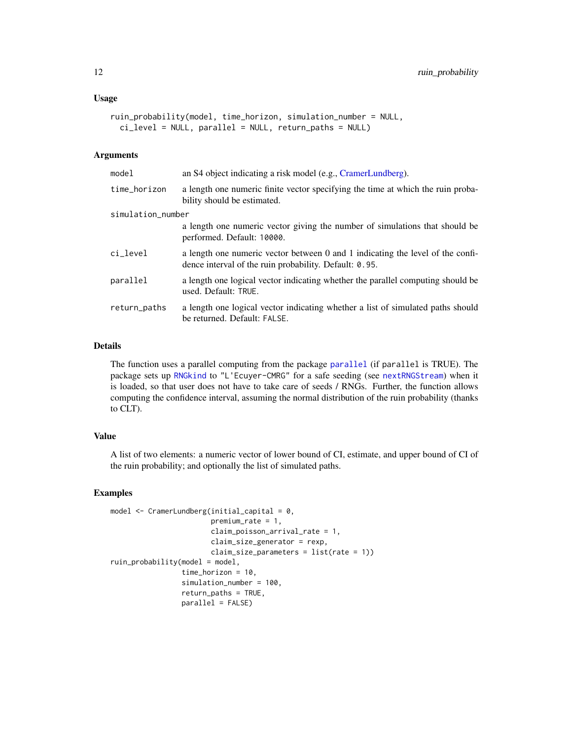### Usage

```
ruin_probability(model, time_horizon, simulation_number = NULL,
  ci_level = NULL, parallel = NULL, return_paths = NULL)
```

### Arguments

| | |
|---|---|
| model | an S4 object indicating a risk model (e.g., CramerLundberg). |
| time_horizon | a length one numeric finite vector specifying the time at which the ruin probability should be estimated. |
| simulation_number | a length one numeric vector giving the number of simulations that should be performed. Default: 10000. |
| ci_level | a length one numeric vector between 0 and 1 indicating the level of the confidence interval of the ruin probability. Default: 0.95. |
| parallel | a length one logical vector indicating whether the parallel computing should be used. Default: TRUE. |
| return_paths | a length one logical vector indicating whether a list of simulated paths should be returned. Default: FALSE. |

### Details

The function uses a parallel computing from the package `parallel` (if parallel is TRUE). The package sets up `RNGkind` to "L'Ecuyer-CMRG" for a safe seeding (see `nextRNGStream`) when it is loaded, so that user does not have to take care of seeds / RNGs. Further, the function allows computing the confidence interval, assuming the normal distribution of the ruin probability (thanks to CLT).

### Value

A list of two elements: a numeric vector of lower bound of CI, estimate, and upper bound of CI of the ruin probability; and optionally the list of simulated paths.

### Examples

```
model <- CramerLundberg(initial_capital = 0,
                        premium_rate = 1,
                        claim_poisson_arrival_rate = 1,
                        claim_size_generator = rexp,
                        claim_size_parameters = list(rate = 1))
ruin_probability(model = model,
                 time_horizon = 10,
                 simulation_number = 100,
                 return_paths = TRUE,
                 parallel = FALSE)
```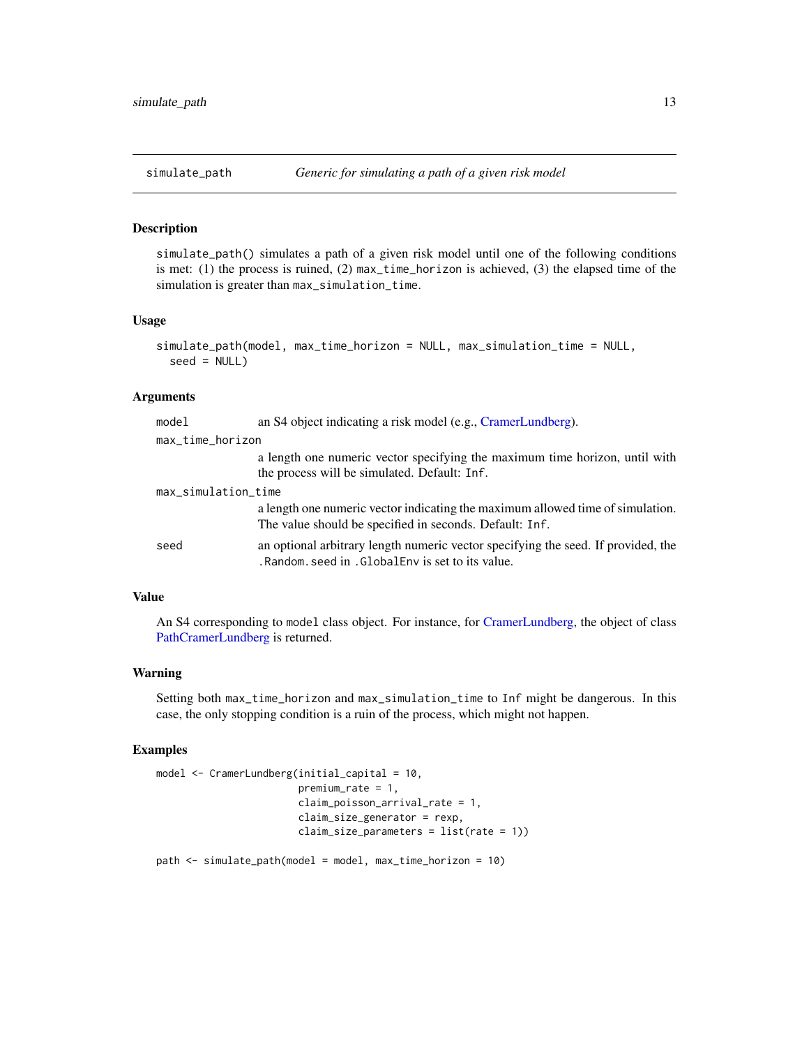## simulate_path — *Generic for simulating a path of a given risk model*

### Description

`simulate_path()` simulates a path of a given risk model until one of the following conditions is met: (1) the process is ruined, (2) `max_time_horizon` is achieved, (3) the elapsed time of the simulation is greater than `max_simulation_time`.

### Usage

```
simulate_path(model, max_time_horizon = NULL, max_simulation_time = NULL,
  seed = NULL)
```

### Arguments

- `model` — an S4 object indicating a risk model (e.g., CramerLundberg).
- `max_time_horizon` — a length one numeric vector specifying the maximum time horizon, until with the process will be simulated. Default: `Inf`.
- `max_simulation_time` — a length one numeric vector indicating the maximum allowed time of simulation. The value should be specified in seconds. Default: `Inf`.
- `seed` — an optional arbitrary length numeric vector specifying the seed. If provided, the `.Random.seed` in `.GlobalEnv` is set to its value.

### Value

An S4 corresponding to `model` class object. For instance, for CramerLundberg, the object of class PathCramerLundberg is returned.

### Warning

Setting both `max_time_horizon` and `max_simulation_time` to `Inf` might be dangerous. In this case, the only stopping condition is a ruin of the process, which might not happen.

### Examples

```
model <- CramerLundberg(initial_capital = 10,
                        premium_rate = 1,
                        claim_poisson_arrival_rate = 1,
                        claim_size_generator = rexp,
                        claim_size_parameters = list(rate = 1))

path <- simulate_path(model = model, max_time_horizon = 10)
```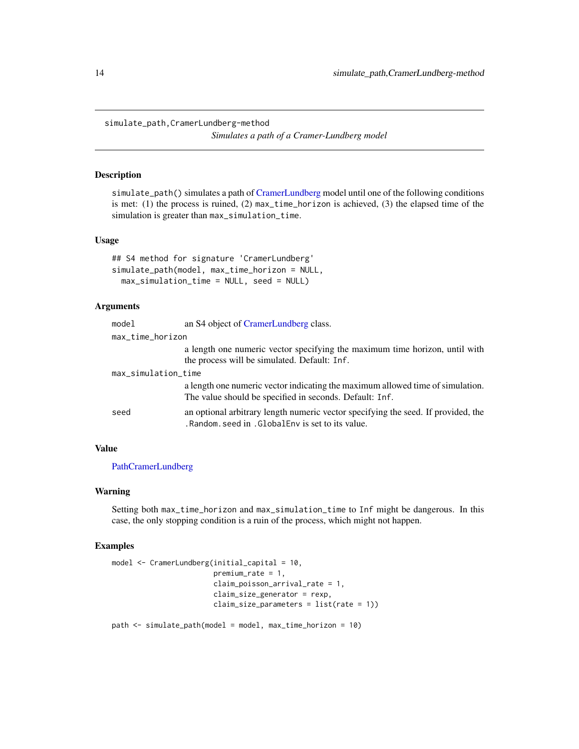```
simulate_path,CramerLundberg-method
```

*Simulates a path of a Cramer-Lundberg model*

## Description

`simulate_path()` simulates a path of CramerLundberg model until one of the following conditions is met: (1) the process is ruined, (2) `max_time_horizon` is achieved, (3) the elapsed time of the simulation is greater than `max_simulation_time`.

## Usage

```
## S4 method for signature 'CramerLundberg'
simulate_path(model, max_time_horizon = NULL,
  max_simulation_time = NULL, seed = NULL)
```

## Arguments

`model` an S4 object of CramerLundberg class.

`max_time_horizon` a length one numeric vector specifying the maximum time horizon, until with the process will be simulated. Default: `Inf`.

`max_simulation_time` a length one numeric vector indicating the maximum allowed time of simulation. The value should be specified in seconds. Default: `Inf`.

`seed` an optional arbitrary length numeric vector specifying the seed. If provided, the `.Random.seed` in `.GlobalEnv` is set to its value.

## Value

PathCramerLundberg

## Warning

Setting both `max_time_horizon` and `max_simulation_time` to `Inf` might be dangerous. In this case, the only stopping condition is a ruin of the process, which might not happen.

## Examples

```
model <- CramerLundberg(initial_capital = 10,
                        premium_rate = 1,
                        claim_poisson_arrival_rate = 1,
                        claim_size_generator = rexp,
                        claim_size_parameters = list(rate = 1))

path <- simulate_path(model = model, max_time_horizon = 10)
```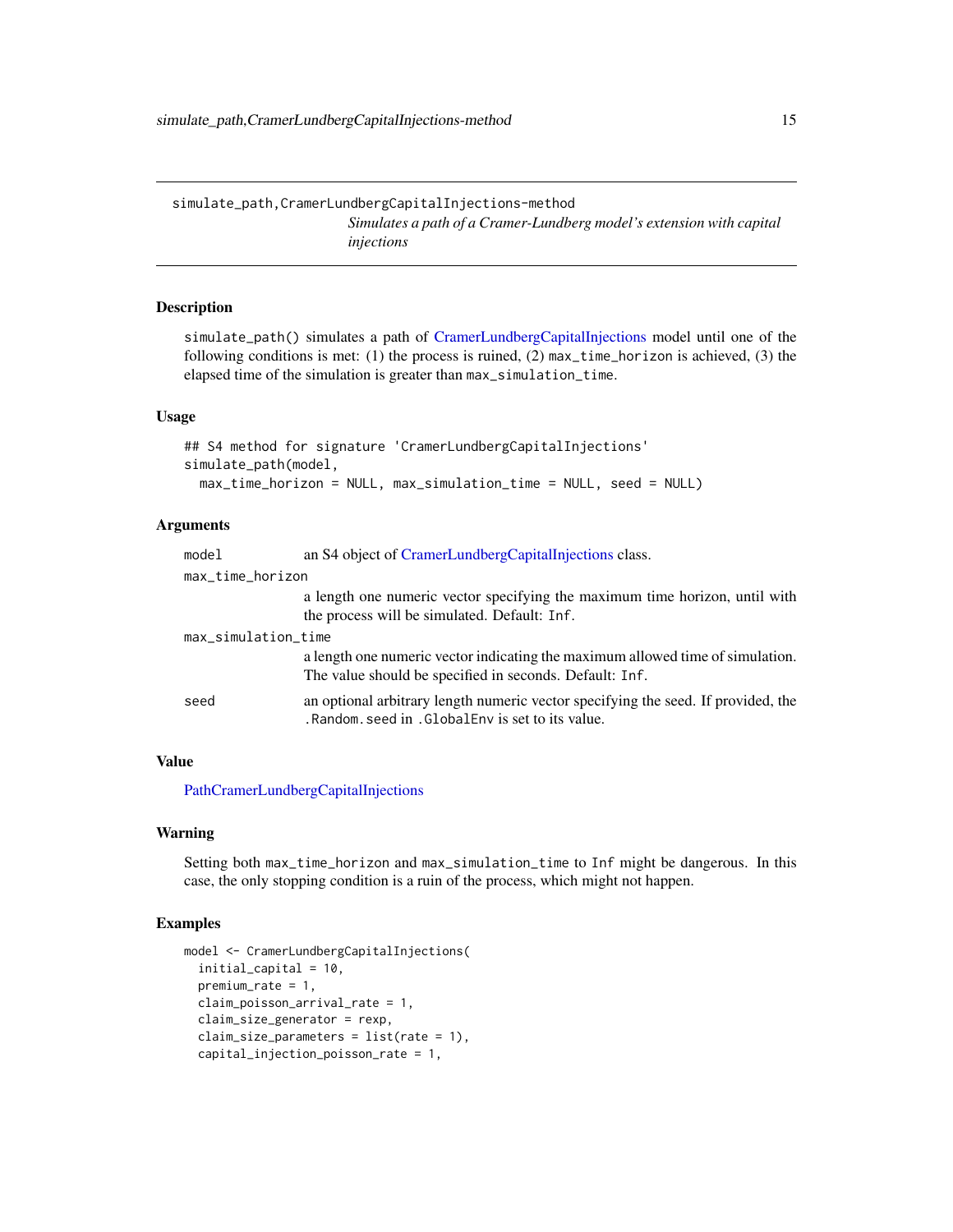## simulate_path,CramerLundbergCapitalInjections-method

*Simulates a path of a Cramer-Lundberg model's extension with capital injections*

### Description

simulate_path() simulates a path of CramerLundbergCapitalInjections model until one of the following conditions is met: (1) the process is ruined, (2) max_time_horizon is achieved, (3) the elapsed time of the simulation is greater than max_simulation_time.

### Usage

```
## S4 method for signature 'CramerLundbergCapitalInjections'
simulate_path(model,
  max_time_horizon = NULL, max_simulation_time = NULL, seed = NULL)
```

### Arguments

| | |
|---|---|
| model | an S4 object of CramerLundbergCapitalInjections class. |
| max_time_horizon | a length one numeric vector specifying the maximum time horizon, until with the process will be simulated. Default: Inf. |
| max_simulation_time | a length one numeric vector indicating the maximum allowed time of simulation. The value should be specified in seconds. Default: Inf. |
| seed | an optional arbitrary length numeric vector specifying the seed. If provided, the .Random.seed in .GlobalEnv is set to its value. |

### Value

PathCramerLundbergCapitalInjections

### Warning

Setting both max_time_horizon and max_simulation_time to Inf might be dangerous. In this case, the only stopping condition is a ruin of the process, which might not happen.

### Examples

```
model <- CramerLundbergCapitalInjections(
  initial_capital = 10,
  premium_rate = 1,
  claim_poisson_arrival_rate = 1,
  claim_size_generator = rexp,
  claim_size_parameters = list(rate = 1),
  capital_injection_poisson_rate = 1,
```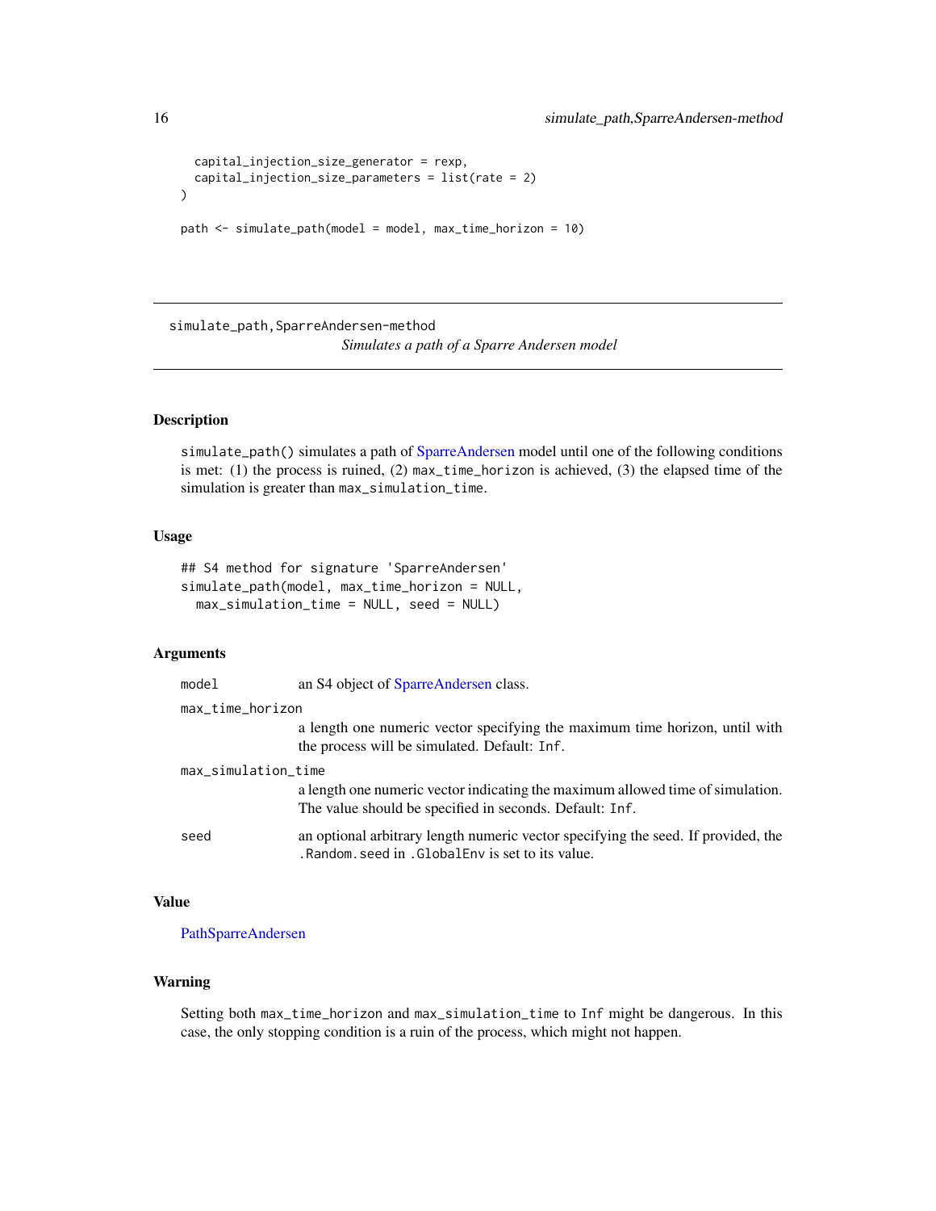```
  capital_injection_size_generator = rexp,
  capital_injection_size_parameters = list(rate = 2)
)

path <- simulate_path(model = model, max_time_horizon = 10)
```

---

## simulate_path,SparreAndersen-method

*Simulates a path of a Sparre Andersen model*

---

### Description

`simulate_path()` simulates a path of SparreAndersen model until one of the following conditions is met: (1) the process is ruined, (2) `max_time_horizon` is achieved, (3) the elapsed time of the simulation is greater than `max_simulation_time`.

### Usage

```
## S4 method for signature 'SparreAndersen'
simulate_path(model, max_time_horizon = NULL,
  max_simulation_time = NULL, seed = NULL)
```

### Arguments

| | |
|---|---|
| `model` | an S4 object of SparreAndersen class. |
| `max_time_horizon` | a length one numeric vector specifying the maximum time horizon, until with the process will be simulated. Default: `Inf`. |
| `max_simulation_time` | a length one numeric vector indicating the maximum allowed time of simulation. The value should be specified in seconds. Default: `Inf`. |
| `seed` | an optional arbitrary length numeric vector specifying the seed. If provided, the `.Random.seed` in `.GlobalEnv` is set to its value. |

### Value

PathSparreAndersen

### Warning

Setting both `max_time_horizon` and `max_simulation_time` to `Inf` might be dangerous. In this case, the only stopping condition is a ruin of the process, which might not happen.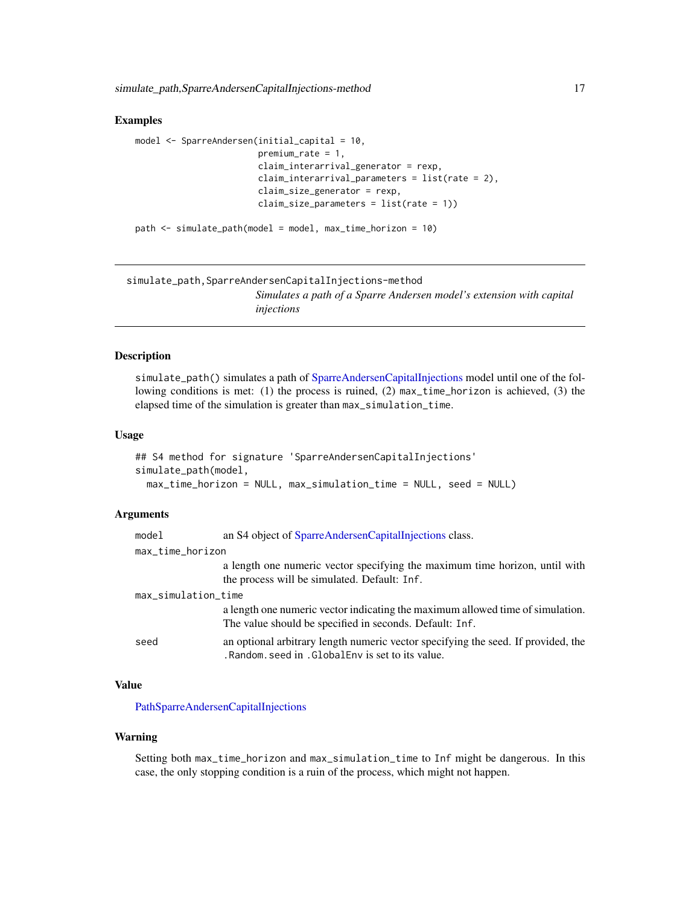### Examples

```
model <- SparreAndersen(initial_capital = 10,
                        premium_rate = 1,
                        claim_interarrival_generator = rexp,
                        claim_interarrival_parameters = list(rate = 2),
                        claim_size_generator = rexp,
                        claim_size_parameters = list(rate = 1))

path <- simulate_path(model = model, max_time_horizon = 10)
```

---

## simulate_path,SparreAndersenCapitalInjections-method

*Simulates a path of a Sparre Andersen model's extension with capital injections*

---

### Description

`simulate_path()` simulates a path of SparreAndersenCapitalInjections model until one of the following conditions is met: (1) the process is ruined, (2) `max_time_horizon` is achieved, (3) the elapsed time of the simulation is greater than `max_simulation_time`.

### Usage

```
## S4 method for signature 'SparreAndersenCapitalInjections'
simulate_path(model,
  max_time_horizon = NULL, max_simulation_time = NULL, seed = NULL)
```

### Arguments

`model` — an S4 object of SparreAndersenCapitalInjections class.

`max_time_horizon` — a length one numeric vector specifying the maximum time horizon, until with the process will be simulated. Default: `Inf`.

`max_simulation_time` — a length one numeric vector indicating the maximum allowed time of simulation. The value should be specified in seconds. Default: `Inf`.

`seed` — an optional arbitrary length numeric vector specifying the seed. If provided, the `.Random.seed` in `.GlobalEnv` is set to its value.

### Value

PathSparreAndersenCapitalInjections

### Warning

Setting both `max_time_horizon` and `max_simulation_time` to `Inf` might be dangerous. In this case, the only stopping condition is a ruin of the process, which might not happen.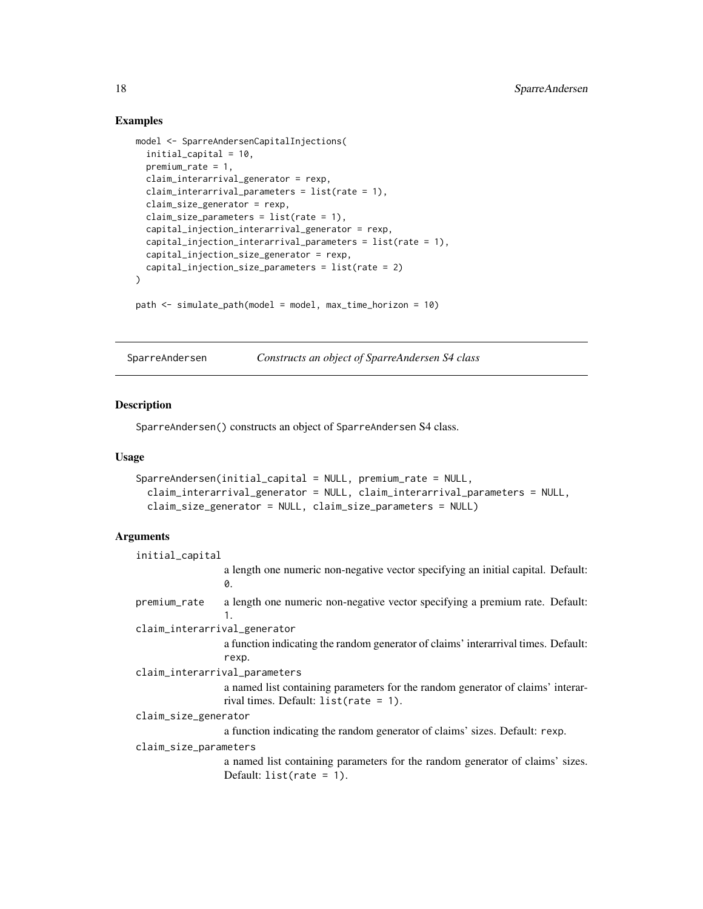## Examples

```
model <- SparreAndersenCapitalInjections(
  initial_capital = 10,
  premium_rate = 1,
  claim_interarrival_generator = rexp,
  claim_interarrival_parameters = list(rate = 1),
  claim_size_generator = rexp,
  claim_size_parameters = list(rate = 1),
  capital_injection_interarrival_generator = rexp,
  capital_injection_interarrival_parameters = list(rate = 1),
  capital_injection_size_generator = rexp,
  capital_injection_size_parameters = list(rate = 2)
)

path <- simulate_path(model = model, max_time_horizon = 10)
```

---

# SparreAndersen — *Constructs an object of SparreAndersen S4 class*

## Description

SparreAndersen() constructs an object of SparreAndersen S4 class.

## Usage

```
SparreAndersen(initial_capital = NULL, premium_rate = NULL,
  claim_interarrival_generator = NULL, claim_interarrival_parameters = NULL,
  claim_size_generator = NULL, claim_size_parameters = NULL)
```

## Arguments

- `initial_capital`: a length one numeric non-negative vector specifying an initial capital. Default: 0.
- `premium_rate`: a length one numeric non-negative vector specifying a premium rate. Default: 1.
- `claim_interarrival_generator`: a function indicating the random generator of claims' interarrival times. Default: rexp.
- `claim_interarrival_parameters`: a named list containing parameters for the random generator of claims' interarrival times. Default: list(rate = 1).
- `claim_size_generator`: a function indicating the random generator of claims' sizes. Default: rexp.
- `claim_size_parameters`: a named list containing parameters for the random generator of claims' sizes. Default: list(rate = 1).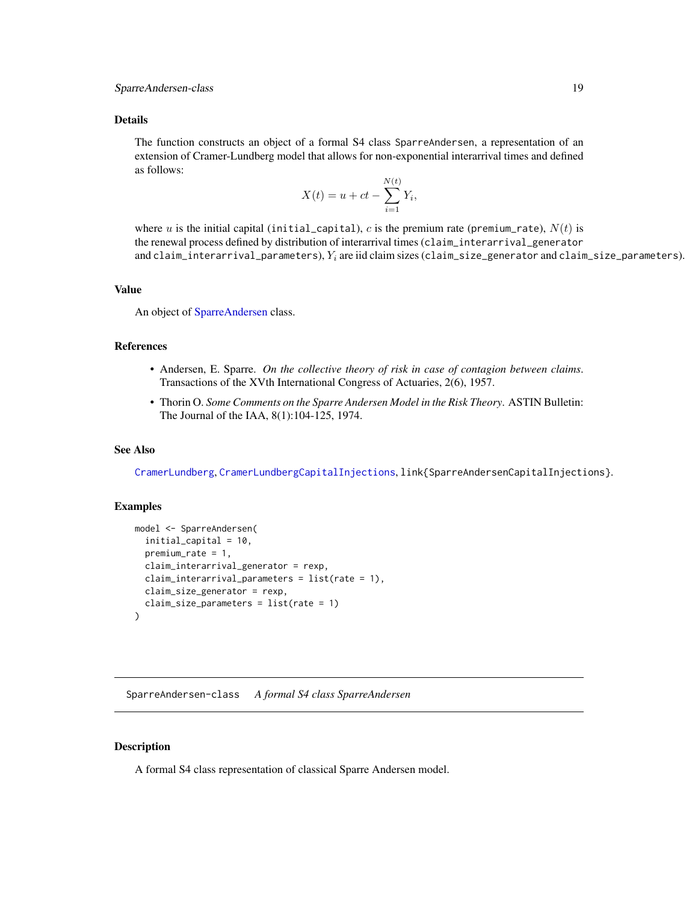### Details

The function constructs an object of a formal S4 class SparreAndersen, a representation of an extension of Cramer-Lundberg model that allows for non-exponential interarrival times and defined as follows:

$$X(t) = u + ct - \sum_{i=1}^{N(t)} Y_i,$$

where $u$ is the initial capital (initial_capital), $c$ is the premium rate (premium_rate), $N(t)$ is the renewal process defined by distribution of interarrival times (claim_interarrival_generator and claim_interarrival_parameters), $Y_i$ are iid claim sizes (claim_size_generator and claim_size_parameters).

### Value

An object of SparreAndersen class.

### References

- Andersen, E. Sparre. *On the collective theory of risk in case of contagion between claims*. Transactions of the XVth International Congress of Actuaries, 2(6), 1957.
- Thorin O. *Some Comments on the Sparre Andersen Model in the Risk Theory*. ASTIN Bulletin: The Journal of the IAA, 8(1):104-125, 1974.

### See Also

CramerLundberg, CramerLundbergCapitalInjections, link{SparreAndersenCapitalInjections}.

### Examples

```
model <- SparreAndersen(
  initial_capital = 10,
  premium_rate = 1,
  claim_interarrival_generator = rexp,
  claim_interarrival_parameters = list(rate = 1),
  claim_size_generator = rexp,
  claim_size_parameters = list(rate = 1)
)
```

---

## SparreAndersen-class &nbsp;&nbsp; *A formal S4 class SparreAndersen*

### Description

A formal S4 class representation of classical Sparre Andersen model.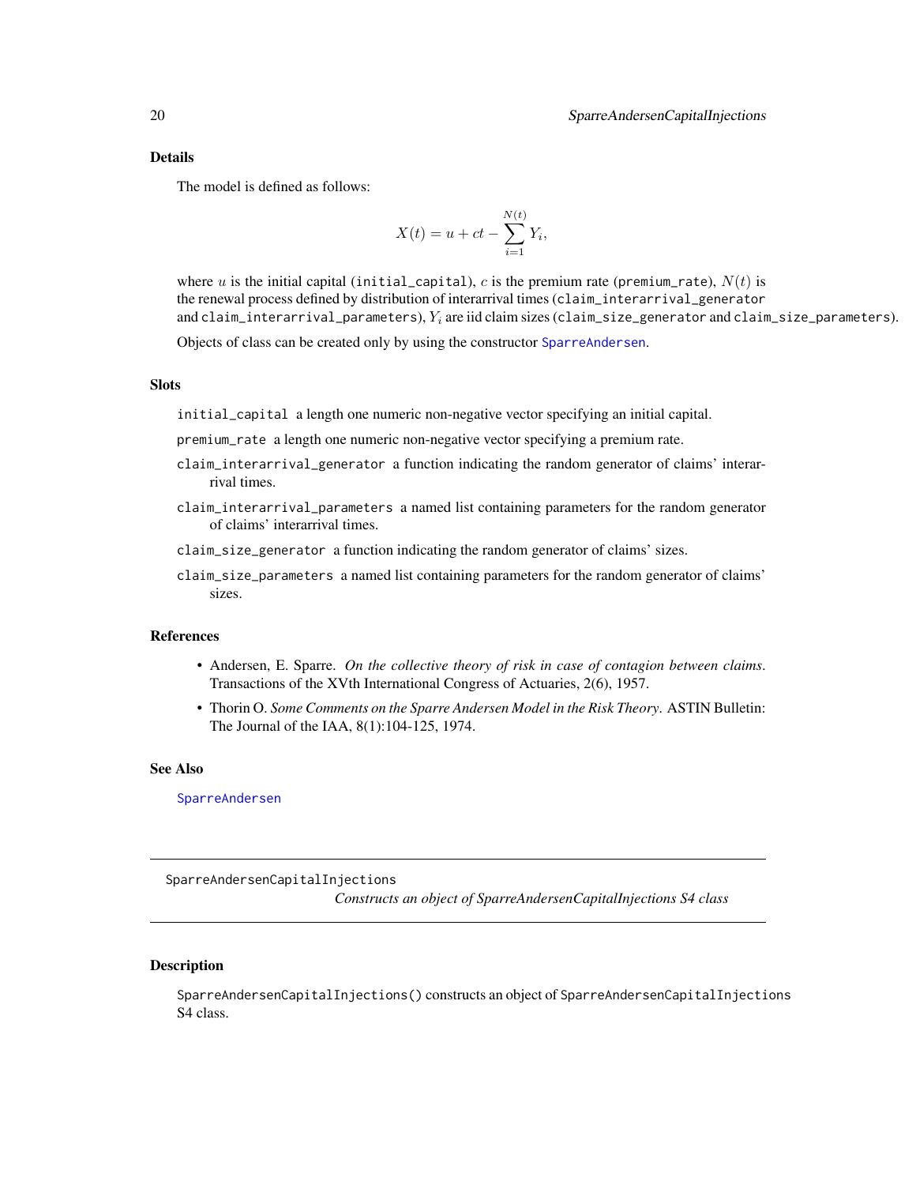### Details

The model is defined as follows:

$$X(t) = u + ct - \sum_{i=1}^{N(t)} Y_i,$$

where $u$ is the initial capital (`initial_capital`), $c$ is the premium rate (`premium_rate`), $N(t)$ is the renewal process defined by distribution of interarrival times (`claim_interarrival_generator` and `claim_interarrival_parameters`), $Y_i$ are iid claim sizes (`claim_size_generator` and `claim_size_parameters`).

Objects of class can be created only by using the constructor `SparreAndersen`.

### Slots

`initial_capital` a length one numeric non-negative vector specifying an initial capital.

`premium_rate` a length one numeric non-negative vector specifying a premium rate.

`claim_interarrival_generator` a function indicating the random generator of claims' interarrival times.

`claim_interarrival_parameters` a named list containing parameters for the random generator of claims' interarrival times.

`claim_size_generator` a function indicating the random generator of claims' sizes.

`claim_size_parameters` a named list containing parameters for the random generator of claims' sizes.

### References

- Andersen, E. Sparre. *On the collective theory of risk in case of contagion between claims*. Transactions of the XVth International Congress of Actuaries, 2(6), 1957.
- Thorin O. *Some Comments on the Sparre Andersen Model in the Risk Theory*. ASTIN Bulletin: The Journal of the IAA, 8(1):104-125, 1974.

### See Also

`SparreAndersen`

---

## SparreAndersenCapitalInjections *Constructs an object of SparreAndersenCapitalInjections S4 class*

### Description

`SparreAndersenCapitalInjections()` constructs an object of `SparreAndersenCapitalInjections` S4 class.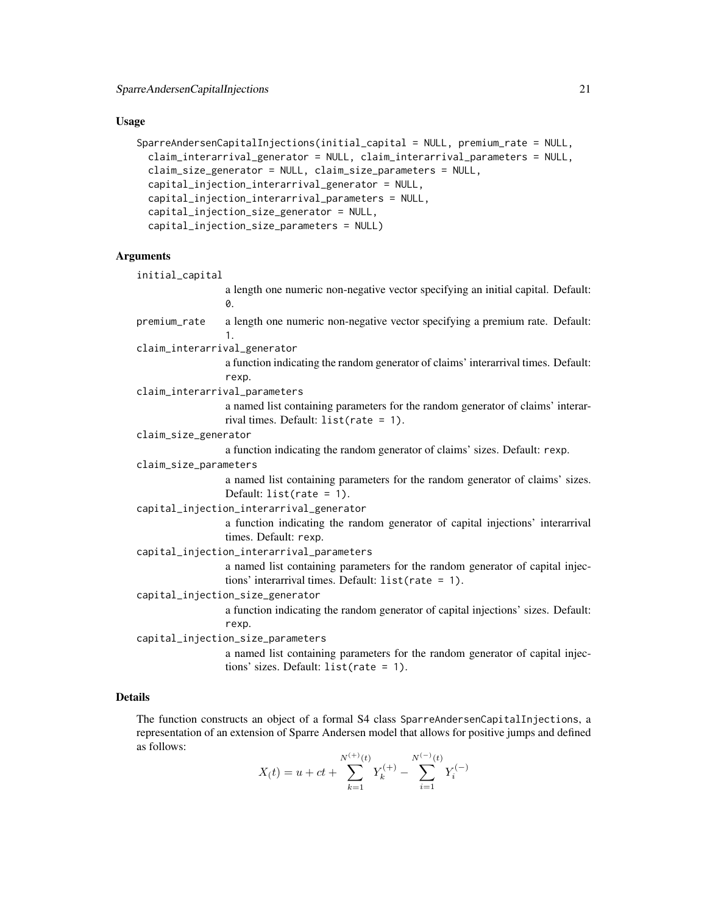### Usage

```
SparreAndersenCapitalInjections(initial_capital = NULL, premium_rate = NULL,
  claim_interarrival_generator = NULL, claim_interarrival_parameters = NULL,
  claim_size_generator = NULL, claim_size_parameters = NULL,
  capital_injection_interarrival_generator = NULL,
  capital_injection_interarrival_parameters = NULL,
  capital_injection_size_generator = NULL,
  capital_injection_size_parameters = NULL)
```

### Arguments

`initial_capital`
: a length one numeric non-negative vector specifying an initial capital. Default: `0`.

`premium_rate`
: a length one numeric non-negative vector specifying a premium rate. Default: `1`.

`claim_interarrival_generator`
: a function indicating the random generator of claims' interarrival times. Default: `rexp`.

`claim_interarrival_parameters`
: a named list containing parameters for the random generator of claims' interarrival times. Default: `list(rate = 1)`.

`claim_size_generator`
: a function indicating the random generator of claims' sizes. Default: `rexp`.

`claim_size_parameters`
: a named list containing parameters for the random generator of claims' sizes. Default: `list(rate = 1)`.

`capital_injection_interarrival_generator`
: a function indicating the random generator of capital injections' interarrival times. Default: `rexp`.

`capital_injection_interarrival_parameters`
: a named list containing parameters for the random generator of capital injections' interarrival times. Default: `list(rate = 1)`.

`capital_injection_size_generator`
: a function indicating the random generator of capital injections' sizes. Default: `rexp`.

`capital_injection_size_parameters`
: a named list containing parameters for the random generator of capital injections' sizes. Default: `list(rate = 1)`.

### Details

The function constructs an object of a formal S4 class `SparreAndersenCapitalInjections`, a representation of an extension of Sparre Andersen model that allows for positive jumps and defined as follows:

$$X_(t) = u + ct + \sum_{k=1}^{N^{(+)}(t)} Y_k^{(+)} - \sum_{i=1}^{N^{(-)}(t)} Y_i^{(-)}$$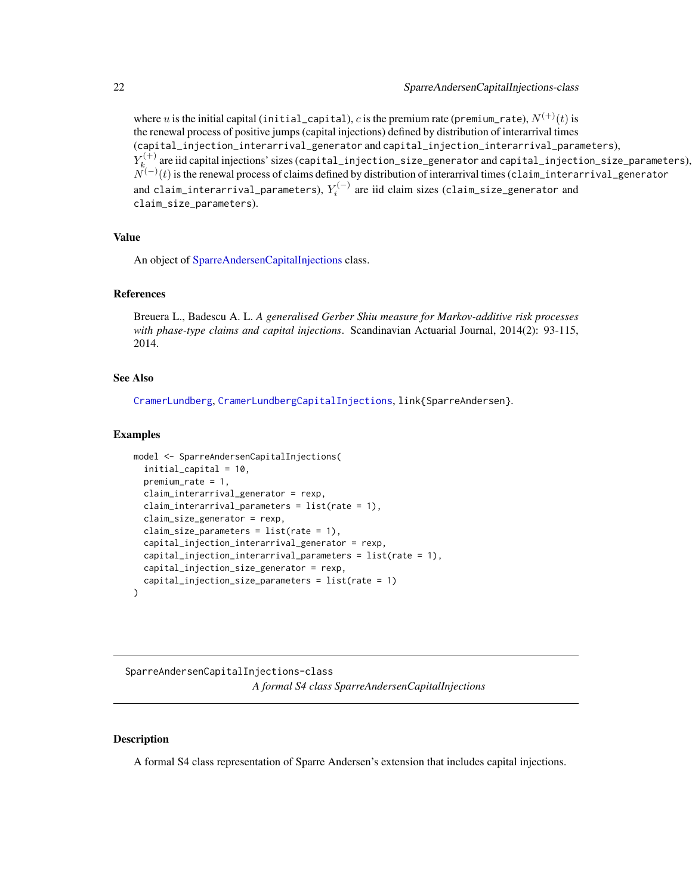where $u$ is the initial capital (`initial_capital`), $c$ is the premium rate (`premium_rate`), $N^{(+)}(t)$ is the renewal process of positive jumps (capital injections) defined by distribution of interarrival times (`capital_injection_interarrival_generator` and `capital_injection_interarrival_parameters`), $Y_k^{(+)}$ are iid capital injections' sizes (`capital_injection_size_generator` and `capital_injection_size_parameters`), $N^{(-)}(t)$ is the renewal process of claims defined by distribution of interarrival times (`claim_interarrival_generator` and `claim_interarrival_parameters`), $Y_i^{(-)}$ are iid claim sizes (`claim_size_generator` and `claim_size_parameters`).

### Value

An object of SparreAndersenCapitalInjections class.

### References

Breuera L., Badescu A. L. *A generalised Gerber Shiu measure for Markov-additive risk processes with phase-type claims and capital injections*. Scandinavian Actuarial Journal, 2014(2): 93-115, 2014.

### See Also

`CramerLundberg`, `CramerLundbergCapitalInjections`, `link{SparreAndersen}`.

### Examples

```
model <- SparreAndersenCapitalInjections(
  initial_capital = 10,
  premium_rate = 1,
  claim_interarrival_generator = rexp,
  claim_interarrival_parameters = list(rate = 1),
  claim_size_generator = rexp,
  claim_size_parameters = list(rate = 1),
  capital_injection_interarrival_generator = rexp,
  capital_injection_interarrival_parameters = list(rate = 1),
  capital_injection_size_generator = rexp,
  capital_injection_size_parameters = list(rate = 1)
)
```

---

## SparreAndersenCapitalInjections-class

*A formal S4 class SparreAndersenCapitalInjections*

### Description

A formal S4 class representation of Sparre Andersen's extension that includes capital injections.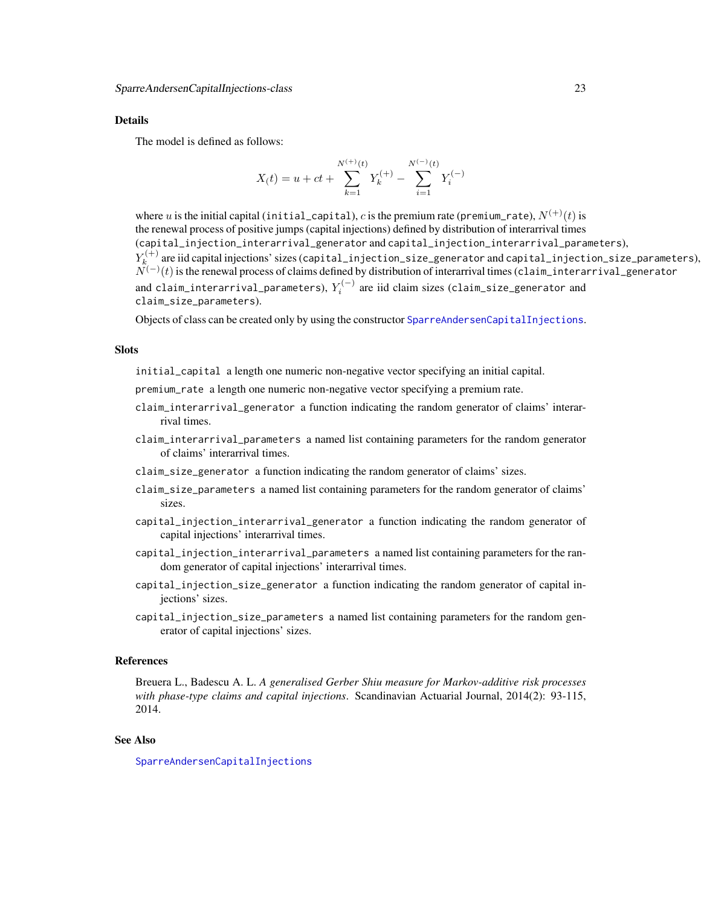## Details

The model is defined as follows:

$$X_(t) = u + ct + \sum_{k=1}^{N^{(+)}(t)} Y_k^{(+)} - \sum_{i=1}^{N^{(-)}(t)} Y_i^{(-)}$$

where $u$ is the initial capital (initial_capital), $c$ is the premium rate (premium_rate), $N^{(+)}(t)$ is the renewal process of positive jumps (capital injections) defined by distribution of interarrival times (capital_injection_interarrival_generator and capital_injection_interarrival_parameters), $Y_k^{(+)}$ are iid capital injections' sizes (capital_injection_size_generator and capital_injection_size_parameters), $N^{(-)}(t)$ is the renewal process of claims defined by distribution of interarrival times (claim_interarrival_generator and claim_interarrival_parameters), $Y_i^{(-)}$ are iid claim sizes (claim_size_generator and claim_size_parameters).

Objects of class can be created only by using the constructor SparreAndersenCapitalInjections.

## Slots

- initial_capital a length one numeric non-negative vector specifying an initial capital.
- premium_rate a length one numeric non-negative vector specifying a premium rate.
- claim_interarrival_generator a function indicating the random generator of claims' interarrival times.
- claim_interarrival_parameters a named list containing parameters for the random generator of claims' interarrival times.
- claim_size_generator a function indicating the random generator of claims' sizes.
- claim_size_parameters a named list containing parameters for the random generator of claims' sizes.
- capital_injection_interarrival_generator a function indicating the random generator of capital injections' interarrival times.
- capital_injection_interarrival_parameters a named list containing parameters for the random generator of capital injections' interarrival times.
- capital_injection_size_generator a function indicating the random generator of capital injections' sizes.
- capital_injection_size_parameters a named list containing parameters for the random generator of capital injections' sizes.

## References

Breuera L., Badescu A. L. *A generalised Gerber Shiu measure for Markov-additive risk processes with phase-type claims and capital injections*. Scandinavian Actuarial Journal, 2014(2): 93-115, 2014.

## See Also

SparreAndersenCapitalInjections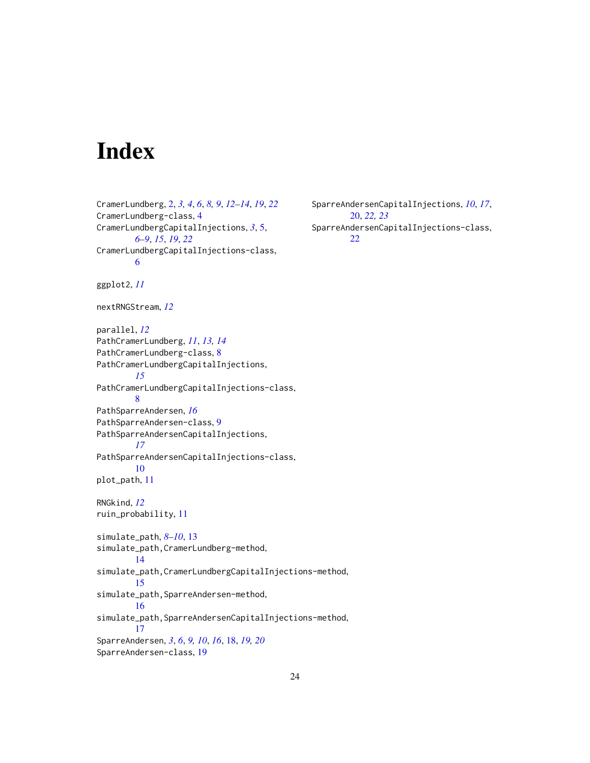# Index

CramerLundberg, 2, *3, 4*, *6*, *8, 9*, *12–14*, *19*, *22*
CramerLundberg-class, 4
CramerLundbergCapitalInjections, *3*, 5, *6–9*, *15*, *19*, *22*
CramerLundbergCapitalInjections-class, 6

ggplot2, *11*

nextRNGStream, *12*

parallel, *12*
PathCramerLundberg, *11*, *13, 14*
PathCramerLundberg-class, 8
PathCramerLundbergCapitalInjections, *15*
PathCramerLundbergCapitalInjections-class, 8
PathSparreAndersen, *16*
PathSparreAndersen-class, 9
PathSparreAndersenCapitalInjections, *17*
PathSparreAndersenCapitalInjections-class, 10
plot_path, 11

RNGkind, *12*
ruin_probability, 11

simulate_path, *8–10*, 13
simulate_path,CramerLundberg-method, 14
simulate_path,CramerLundbergCapitalInjections-method, 15
simulate_path,SparreAndersen-method, 16
simulate_path,SparreAndersenCapitalInjections-method, 17
SparreAndersen, *3*, *6*, *9, 10*, *16*, 18, *19, 20*
SparreAndersen-class, 19
SparreAndersenCapitalInjections, *10*, *17*, 20, *22, 23*
SparreAndersenCapitalInjections-class, 22